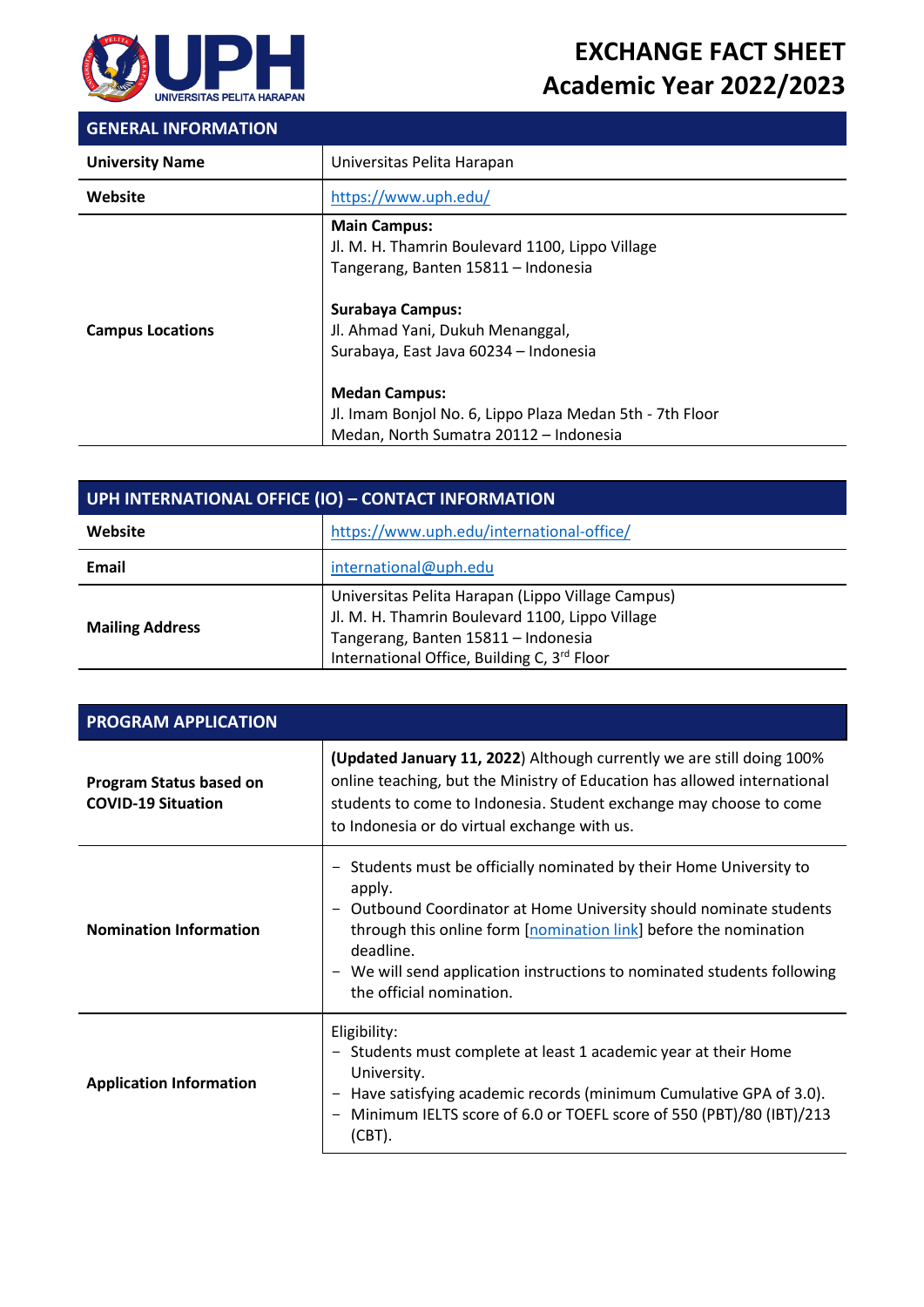# EXCHANGE FACT SHEET
## Academic Year 2022/2023

| GENERAL INFORMATION | |
|---|---|
| **University Name** | Universitas Pelita Harapan |
| **Website** | https://www.uph.edu/ |
| **Campus Locations** | **Main Campus:**<br>Jl. M. H. Thamrin Boulevard 1100, Lippo Village<br>Tangerang, Banten 15811 – Indonesia<br><br>**Surabaya Campus:**<br>Jl. Ahmad Yani, Dukuh Menanggal,<br>Surabaya, East Java 60234 – Indonesia<br><br>**Medan Campus:**<br>Jl. Imam Bonjol No. 6, Lippo Plaza Medan 5th - 7th Floor<br>Medan, North Sumatra 20112 – Indonesia |

| UPH INTERNATIONAL OFFICE (IO) – CONTACT INFORMATION | |
|---|---|
| **Website** | https://www.uph.edu/international-office/ |
| **Email** | international@uph.edu |
| **Mailing Address** | Universitas Pelita Harapan (Lippo Village Campus)<br>Jl. M. H. Thamrin Boulevard 1100, Lippo Village<br>Tangerang, Banten 15811 – Indonesia<br>International Office, Building C, 3rd Floor |

| PROGRAM APPLICATION | |
|---|---|
| **Program Status based on COVID-19 Situation** | **(Updated January 11, 2022)** Although currently we are still doing 100% online teaching, but the Ministry of Education has allowed international students to come to Indonesia. Student exchange may choose to come to Indonesia or do virtual exchange with us. |
| **Nomination Information** | − Students must be officially nominated by their Home University to apply.<br>− Outbound Coordinator at Home University should nominate students through this online form [nomination link] before the nomination deadline.<br>− We will send application instructions to nominated students following the official nomination. |
| **Application Information** | Eligibility:<br>− Students must complete at least 1 academic year at their Home University.<br>− Have satisfying academic records (minimum Cumulative GPA of 3.0).<br>− Minimum IELTS score of 6.0 or TOEFL score of 550 (PBT)/80 (IBT)/213 (CBT). |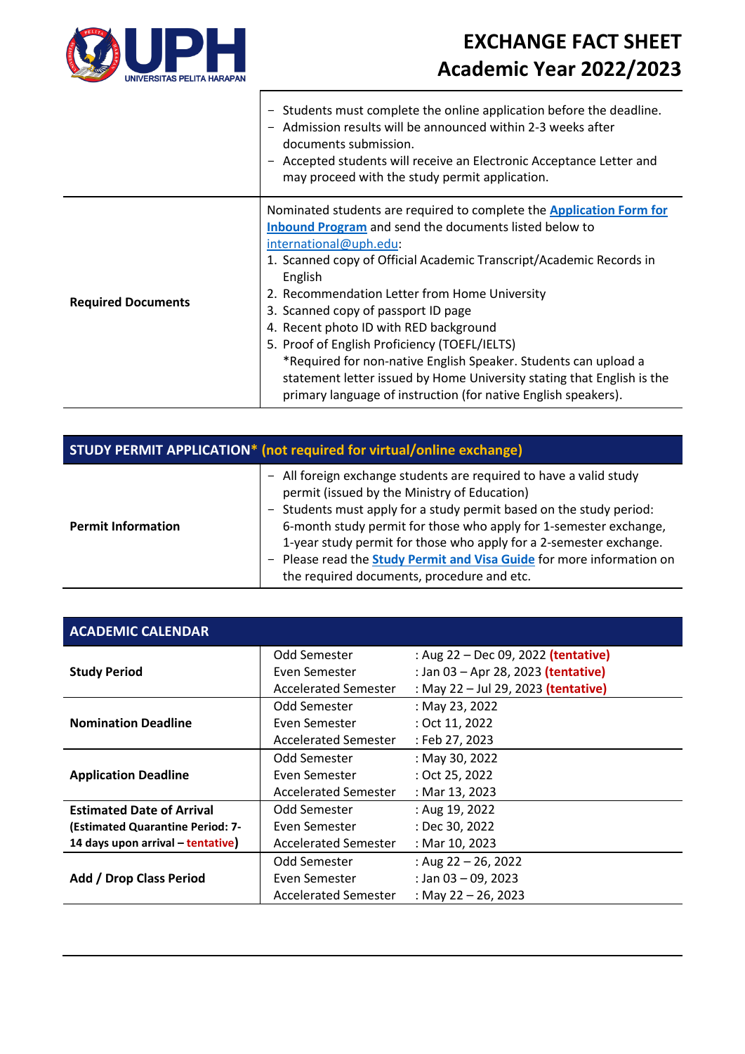# EXCHANGE FACT SHEET
# Academic Year 2022/2023

| | |
|---|---|
| | − Students must complete the online application before the deadline.<br>− Admission results will be announced within 2-3 weeks after documents submission.<br>− Accepted students will receive an Electronic Acceptance Letter and may proceed with the study permit application. |
| **Required Documents** | Nominated students are required to complete the **Application Form for Inbound Program** and send the documents listed below to international@uph.edu:<br>1. Scanned copy of Official Academic Transcript/Academic Records in English<br>2. Recommendation Letter from Home University<br>3. Scanned copy of passport ID page<br>4. Recent photo ID with RED background<br>5. Proof of English Proficiency (TOEFL/IELTS)<br>*Required for non-native English Speaker. Students can upload a statement letter issued by Home University stating that English is the primary language of instruction (for native English speakers). |

| **STUDY PERMIT APPLICATION* (not required for virtual/online exchange)** | |
|---|---|
| **Permit Information** | − All foreign exchange students are required to have a valid study permit (issued by the Ministry of Education)<br>− Students must apply for a study permit based on the study period: 6-month study permit for those who apply for 1-semester exchange, 1-year study permit for those who apply for a 2-semester exchange.<br>− Please read the **Study Permit and Visa Guide** for more information on the required documents, procedure and etc. |

| **ACADEMIC CALENDAR** | | |
|---|---|---|
| **Study Period** | Odd Semester | : Aug 22 – Dec 09, 2022 **(tentative)** |
| | Even Semester | : Jan 03 – Apr 28, 2023 **(tentative)** |
| | Accelerated Semester | : May 22 – Jul 29, 2023 **(tentative)** |
| **Nomination Deadline** | Odd Semester | : May 23, 2022 |
| | Even Semester | : Oct 11, 2022 |
| | Accelerated Semester | : Feb 27, 2023 |
| **Application Deadline** | Odd Semester | : May 30, 2022 |
| | Even Semester | : Oct 25, 2022 |
| | Accelerated Semester | : Mar 13, 2023 |
| **Estimated Date of Arrival (Estimated Quarantine Period: 7-14 days upon arrival – tentative)** | Odd Semester | : Aug 19, 2022 |
| | Even Semester | : Dec 30, 2022 |
| | Accelerated Semester | : Mar 10, 2023 |
| **Add / Drop Class Period** | Odd Semester | : Aug 22 – 26, 2022 |
| | Even Semester | : Jan 03 – 09, 2023 |
| | Accelerated Semester | : May 22 – 26, 2023 |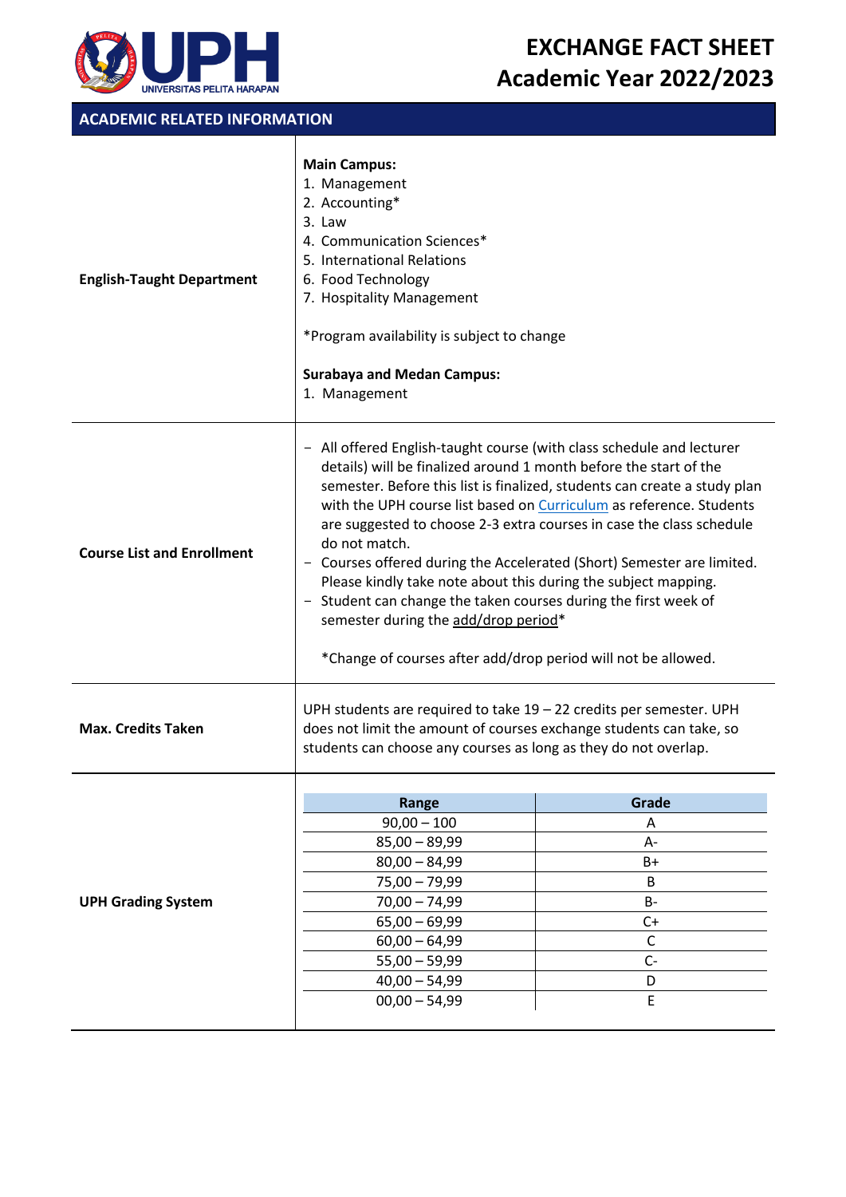# EXCHANGE FACT SHEET
# Academic Year 2022/2023

## ACADEMIC RELATED INFORMATION

| | |
|---|---|
| **English-Taught Department** | **Main Campus:**<br>1. Management<br>2. Accounting*<br>3. Law<br>4. Communication Sciences*<br>5. International Relations<br>6. Food Technology<br>7. Hospitality Management<br><br>*Program availability is subject to change<br><br>**Surabaya and Medan Campus:**<br>1. Management |
| **Course List and Enrollment** | − All offered English-taught course (with class schedule and lecturer details) will be finalized around 1 month before the start of the semester. Before this list is finalized, students can create a study plan with the UPH course list based on Curriculum as reference. Students are suggested to choose 2-3 extra courses in case the class schedule do not match.<br>− Courses offered during the Accelerated (Short) Semester are limited. Please kindly take note about this during the subject mapping.<br>− Student can change the taken courses during the first week of semester during the add/drop period*<br><br>*Change of courses after add/drop period will not be allowed. |
| **Max. Credits Taken** | UPH students are required to take 19 – 22 credits per semester. UPH does not limit the amount of courses exchange students can take, so students can choose any courses as long as they do not overlap. |
| **UPH Grading System** | (see table below) |

**UPH Grading System**

| Range | Grade |
|---|---|
| 90,00 – 100 | A |
| 85,00 – 89,99 | A- |
| 80,00 – 84,99 | B+ |
| 75,00 – 79,99 | B |
| 70,00 – 74,99 | B- |
| 65,00 – 69,99 | C+ |
| 60,00 – 64,99 | C |
| 55,00 – 59,99 | C- |
| 40,00 – 54,99 | D |
| 00,00 – 54,99 | E |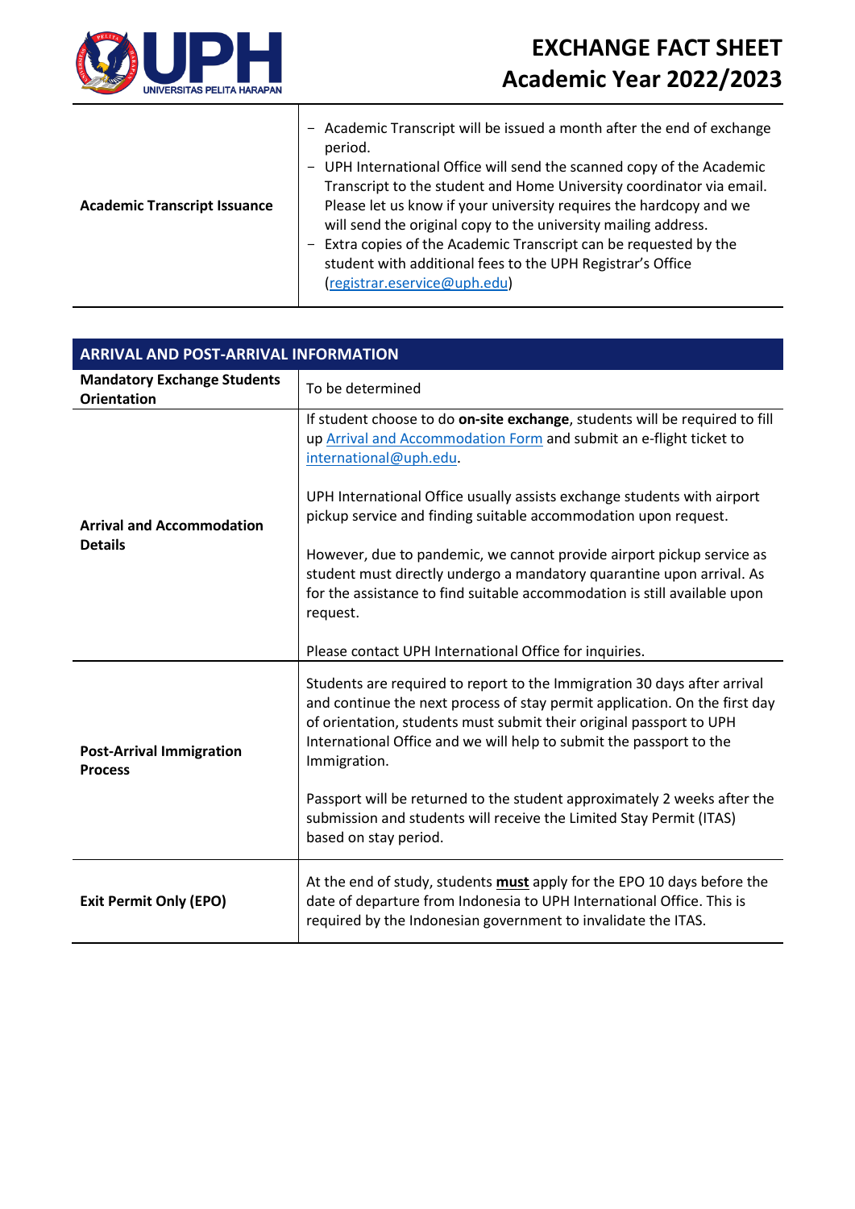| | |
|---|---|
| **Academic Transcript Issuance** | − Academic Transcript will be issued a month after the end of exchange period.<br>− UPH International Office will send the scanned copy of the Academic Transcript to the student and Home University coordinator via email. Please let us know if your university requires the hardcopy and we will send the original copy to the university mailing address.<br>− Extra copies of the Academic Transcript can be requested by the student with additional fees to the UPH Registrar's Office (registrar.eservice@uph.edu) |

| **ARRIVAL AND POST-ARRIVAL INFORMATION** | |
|---|---|
| **Mandatory Exchange Students Orientation** | To be determined |
| **Arrival and Accommodation Details** | If student choose to do **on-site exchange**, students will be required to fill up Arrival and Accommodation Form and submit an e-flight ticket to international@uph.edu.<br><br>UPH International Office usually assists exchange students with airport pickup service and finding suitable accommodation upon request.<br><br>However, due to pandemic, we cannot provide airport pickup service as student must directly undergo a mandatory quarantine upon arrival. As for the assistance to find suitable accommodation is still available upon request.<br><br>Please contact UPH International Office for inquiries. |
| **Post-Arrival Immigration Process** | Students are required to report to the Immigration 30 days after arrival and continue the next process of stay permit application. On the first day of orientation, students must submit their original passport to UPH International Office and we will help to submit the passport to the Immigration.<br><br>Passport will be returned to the student approximately 2 weeks after the submission and students will receive the Limited Stay Permit (ITAS) based on stay period. |
| **Exit Permit Only (EPO)** | At the end of study, students **must** apply for the EPO 10 days before the date of departure from Indonesia to UPH International Office. This is required by the Indonesian government to invalidate the ITAS. |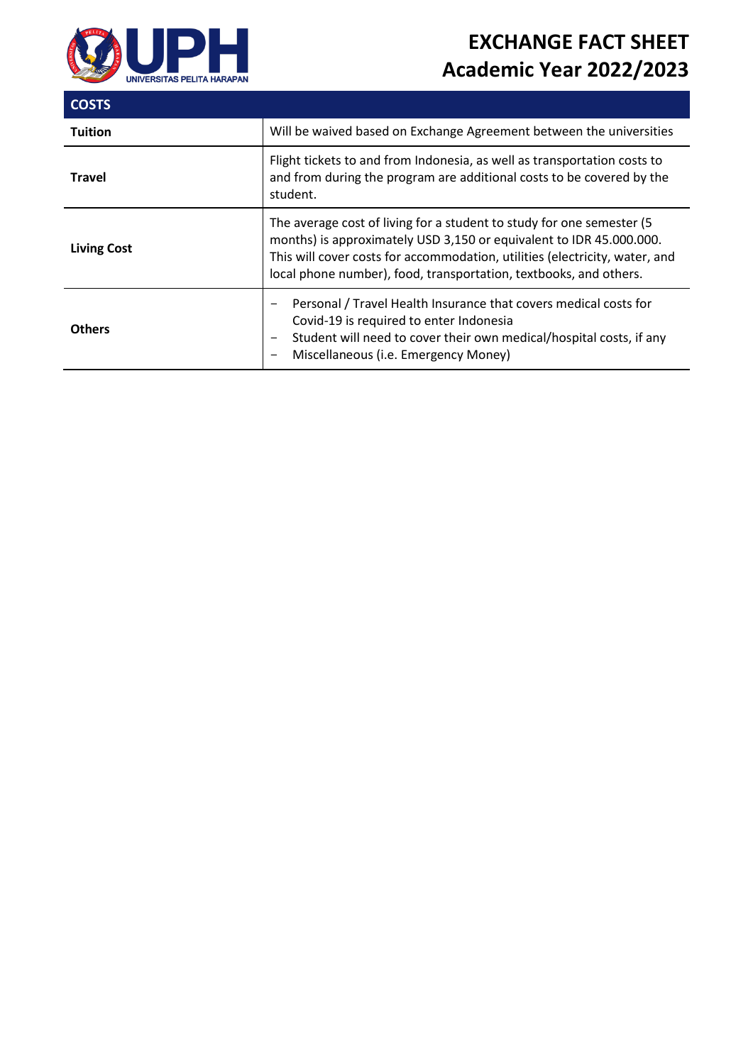# EXCHANGE FACT SHEET
# Academic Year 2022/2023

| COSTS | |
|---|---|
| **Tuition** | Will be waived based on Exchange Agreement between the universities |
| **Travel** | Flight tickets to and from Indonesia, as well as transportation costs to and from during the program are additional costs to be covered by the student. |
| **Living Cost** | The average cost of living for a student to study for one semester (5 months) is approximately USD 3,150 or equivalent to IDR 45.000.000. This will cover costs for accommodation, utilities (electricity, water, and local phone number), food, transportation, textbooks, and others. |
| **Others** | − Personal / Travel Health Insurance that covers medical costs for Covid-19 is required to enter Indonesia<br>− Student will need to cover their own medical/hospital costs, if any<br>− Miscellaneous (i.e. Emergency Money) |